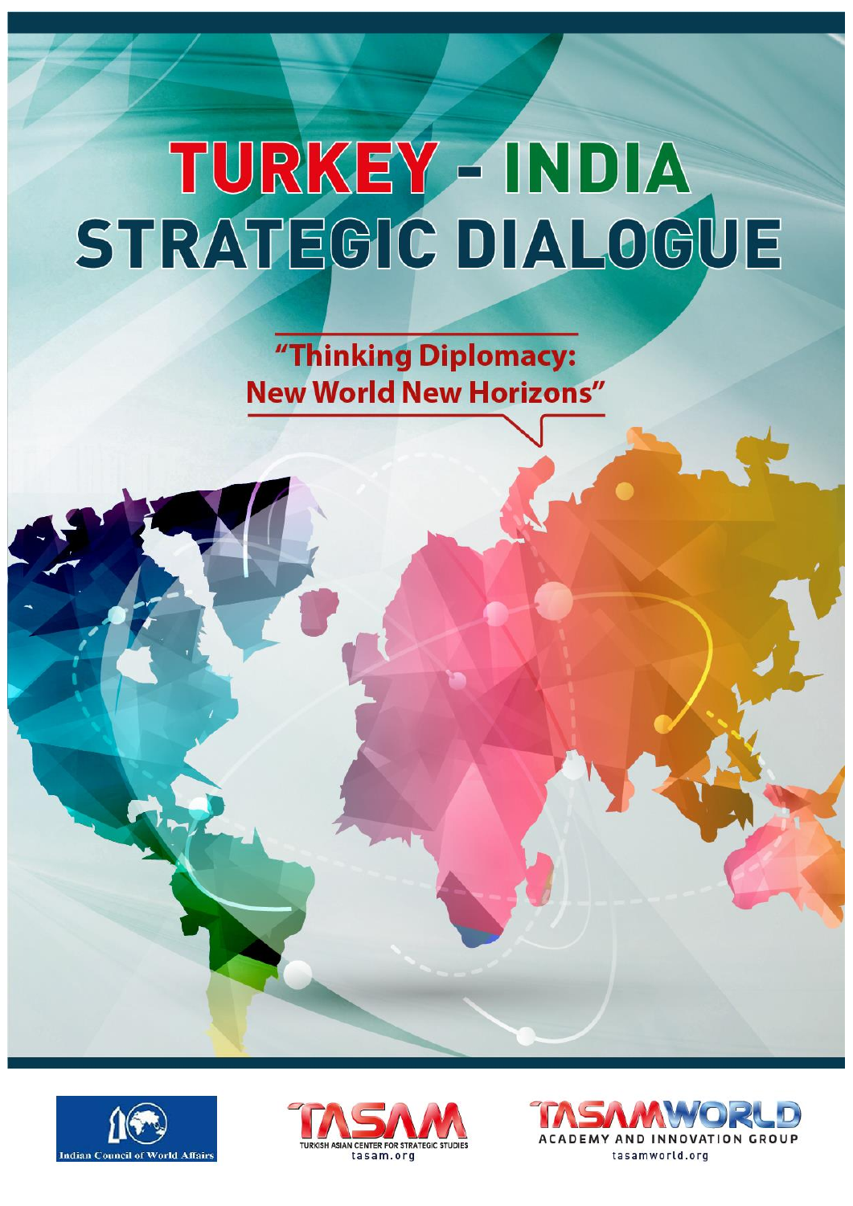# TURKEY - INDIA STRATEGIC DIALOGUE

## "Thinking Diplomacy: New World New Horizons"

Indian Council of World Affairs

TASAM
TURKISH ASIAN CENTER FOR STRATEGIC STUDIES
tasam.org

TASAMWORLD
ACADEMY AND INNOVATION GROUP
tasamworld.org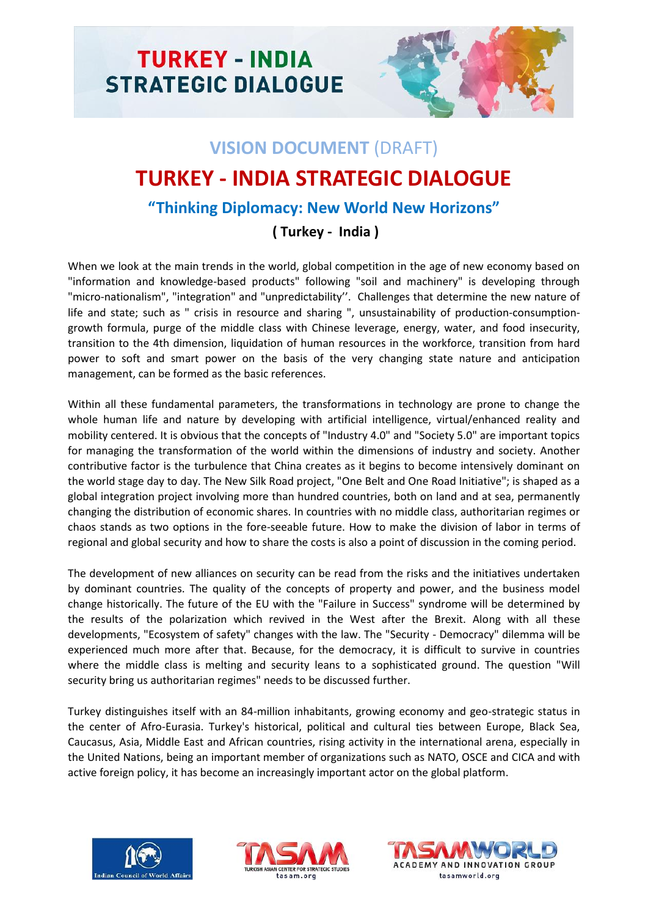# VISION DOCUMENT (DRAFT)

# TURKEY - INDIA STRATEGIC DIALOGUE

## "Thinking Diplomacy: New World New Horizons"

### ( Turkey - India )

When we look at the main trends in the world, global competition in the age of new economy based on "information and knowledge-based products" following "soil and machinery" is developing through "micro-nationalism", "integration" and "unpredictability''. Challenges that determine the new nature of life and state; such as " crisis in resource and sharing ", unsustainability of production-consumption-growth formula, purge of the middle class with Chinese leverage, energy, water, and food insecurity, transition to the 4th dimension, liquidation of human resources in the workforce, transition from hard power to soft and smart power on the basis of the very changing state nature and anticipation management, can be formed as the basic references.

Within all these fundamental parameters, the transformations in technology are prone to change the whole human life and nature by developing with artificial intelligence, virtual/enhanced reality and mobility centered. It is obvious that the concepts of "Industry 4.0" and "Society 5.0" are important topics for managing the transformation of the world within the dimensions of industry and society. Another contributive factor is the turbulence that China creates as it begins to become intensively dominant on the world stage day to day. The New Silk Road project, "One Belt and One Road Initiative"; is shaped as a global integration project involving more than hundred countries, both on land and at sea, permanently changing the distribution of economic shares. In countries with no middle class, authoritarian regimes or chaos stands as two options in the fore-seeable future. How to make the division of labor in terms of regional and global security and how to share the costs is also a point of discussion in the coming period.

The development of new alliances on security can be read from the risks and the initiatives undertaken by dominant countries. The quality of the concepts of property and power, and the business model change historically. The future of the EU with the "Failure in Success" syndrome will be determined by the results of the polarization which revived in the West after the Brexit. Along with all these developments, "Ecosystem of safety" changes with the law. The "Security - Democracy" dilemma will be experienced much more after that. Because, for the democracy, it is difficult to survive in countries where the middle class is melting and security leans to a sophisticated ground. The question "Will security bring us authoritarian regimes" needs to be discussed further.

Turkey distinguishes itself with an 84-million inhabitants, growing economy and geo-strategic status in the center of Afro-Eurasia. Turkey's historical, political and cultural ties between Europe, Black Sea, Caucasus, Asia, Middle East and African countries, rising activity in the international arena, especially in the United Nations, being an important member of organizations such as NATO, OSCE and CICA and with active foreign policy, it has become an increasingly important actor on the global platform.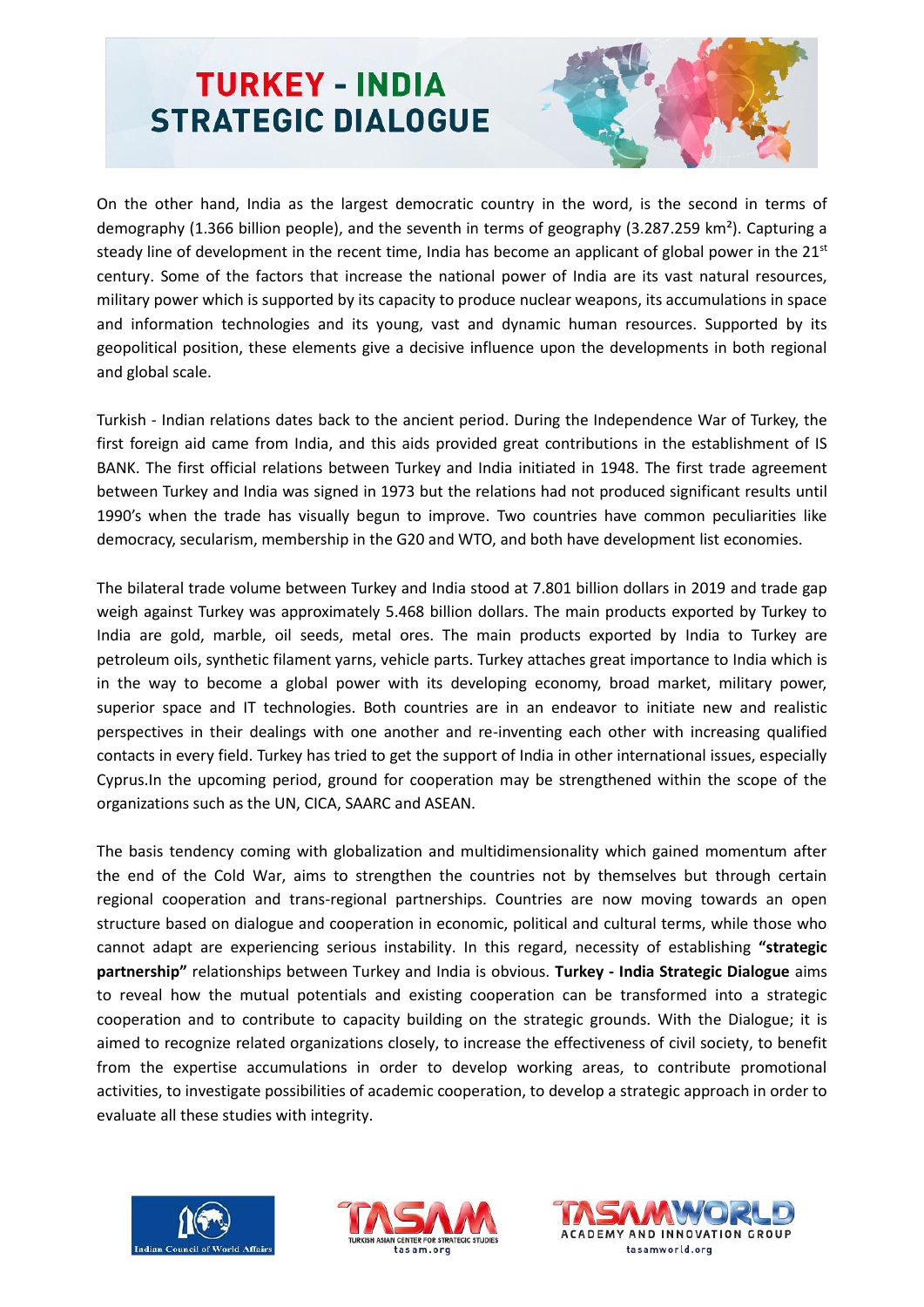On the other hand, India as the largest democratic country in the word, is the second in terms of demography (1.366 billion people), and the seventh in terms of geography (3.287.259 km²). Capturing a steady line of development in the recent time, India has become an applicant of global power in the 21st century. Some of the factors that increase the national power of India are its vast natural resources, military power which is supported by its capacity to produce nuclear weapons, its accumulations in space and information technologies and its young, vast and dynamic human resources. Supported by its geopolitical position, these elements give a decisive influence upon the developments in both regional and global scale.

Turkish - Indian relations dates back to the ancient period. During the Independence War of Turkey, the first foreign aid came from India, and this aids provided great contributions in the establishment of IS BANK. The first official relations between Turkey and India initiated in 1948. The first trade agreement between Turkey and India was signed in 1973 but the relations had not produced significant results until 1990's when the trade has visually begun to improve. Two countries have common peculiarities like democracy, secularism, membership in the G20 and WTO, and both have development list economies.

The bilateral trade volume between Turkey and India stood at 7.801 billion dollars in 2019 and trade gap weigh against Turkey was approximately 5.468 billion dollars. The main products exported by Turkey to India are gold, marble, oil seeds, metal ores. The main products exported by India to Turkey are petroleum oils, synthetic filament yarns, vehicle parts. Turkey attaches great importance to India which is in the way to become a global power with its developing economy, broad market, military power, superior space and IT technologies. Both countries are in an endeavor to initiate new and realistic perspectives in their dealings with one another and re-inventing each other with increasing qualified contacts in every field. Turkey has tried to get the support of India in other international issues, especially Cyprus.In the upcoming period, ground for cooperation may be strengthened within the scope of the organizations such as the UN, CICA, SAARC and ASEAN.

The basis tendency coming with globalization and multidimensionality which gained momentum after the end of the Cold War, aims to strengthen the countries not by themselves but through certain regional cooperation and trans-regional partnerships. Countries are now moving towards an open structure based on dialogue and cooperation in economic, political and cultural terms, while those who cannot adapt are experiencing serious instability. In this regard, necessity of establishing **"strategic partnership"** relationships between Turkey and India is obvious. **Turkey - India Strategic Dialogue** aims to reveal how the mutual potentials and existing cooperation can be transformed into a strategic cooperation and to contribute to capacity building on the strategic grounds. With the Dialogue; it is aimed to recognize related organizations closely, to increase the effectiveness of civil society, to benefit from the expertise accumulations in order to develop working areas, to contribute promotional activities, to investigate possibilities of academic cooperation, to develop a strategic approach in order to evaluate all these studies with integrity.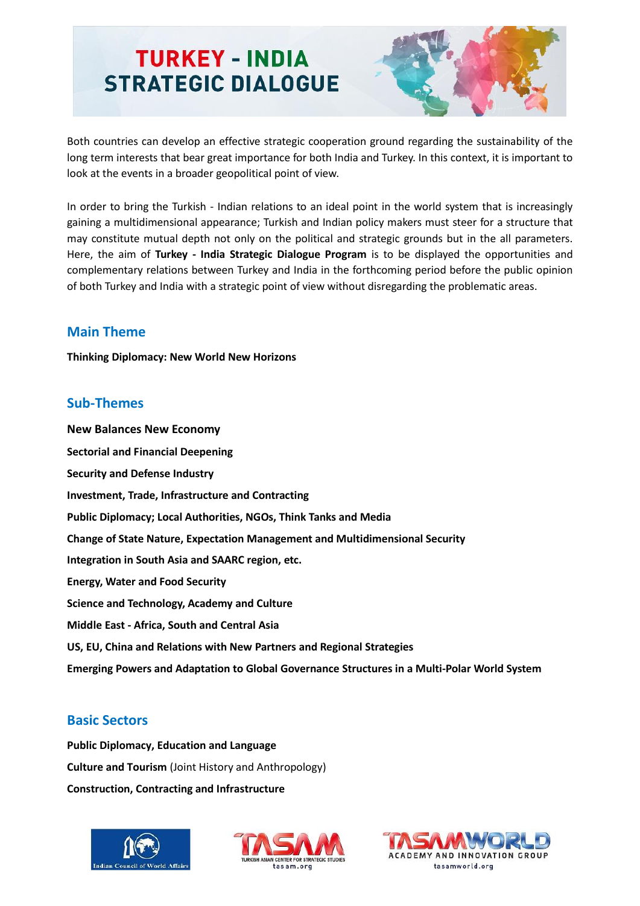# TURKEY - INDIA STRATEGIC DIALOGUE

Both countries can develop an effective strategic cooperation ground regarding the sustainability of the long term interests that bear great importance for both India and Turkey. In this context, it is important to look at the events in a broader geopolitical point of view.

In order to bring the Turkish - Indian relations to an ideal point in the world system that is increasingly gaining a multidimensional appearance; Turkish and Indian policy makers must steer for a structure that may constitute mutual depth not only on the political and strategic grounds but in the all parameters. Here, the aim of **Turkey - India Strategic Dialogue Program** is to be displayed the opportunities and complementary relations between Turkey and India in the forthcoming period before the public opinion of both Turkey and India with a strategic point of view without disregarding the problematic areas.

## Main Theme

**Thinking Diplomacy: New World New Horizons**

## Sub-Themes

**New Balances New Economy**

**Sectorial and Financial Deepening**

**Security and Defense Industry**

**Investment, Trade, Infrastructure and Contracting**

**Public Diplomacy; Local Authorities, NGOs, Think Tanks and Media**

**Change of State Nature, Expectation Management and Multidimensional Security**

**Integration in South Asia and SAARC region, etc.**

**Energy, Water and Food Security**

**Science and Technology, Academy and Culture**

**Middle East - Africa, South and Central Asia**

**US, EU, China and Relations with New Partners and Regional Strategies**

**Emerging Powers and Adaptation to Global Governance Structures in a Multi-Polar World System**

## Basic Sectors

**Public Diplomacy, Education and Language**

**Culture and Tourism** (Joint History and Anthropology)

**Construction, Contracting and Infrastructure**

Indian Council of World Affairs

TASAM TURKISH ASIAN CENTER FOR STRATEGIC STUDIES tasam.org

TASAMWORLD ACADEMY AND INNOVATION GROUP tasamworld.org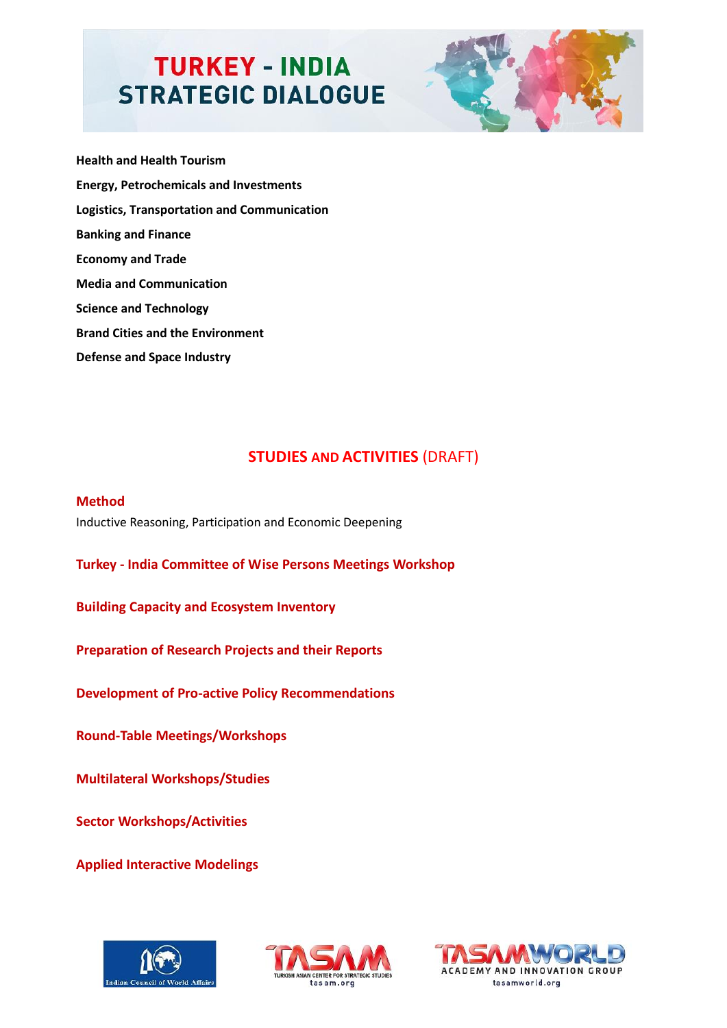**Health and Health Tourism**

**Energy, Petrochemicals and Investments**

**Logistics, Transportation and Communication**

**Banking and Finance**

**Economy and Trade**

**Media and Communication**

**Science and Technology**

**Brand Cities and the Environment**

**Defense and Space Industry**

## STUDIES AND ACTIVITIES (DRAFT)

### Method

Inductive Reasoning, Participation and Economic Deepening

### Turkey - India Committee of Wise Persons Meetings Workshop

### Building Capacity and Ecosystem Inventory

### Preparation of Research Projects and their Reports

### Development of Pro-active Policy Recommendations

### Round-Table Meetings/Workshops

### Multilateral Workshops/Studies

### Sector Workshops/Activities

### Applied Interactive Modelings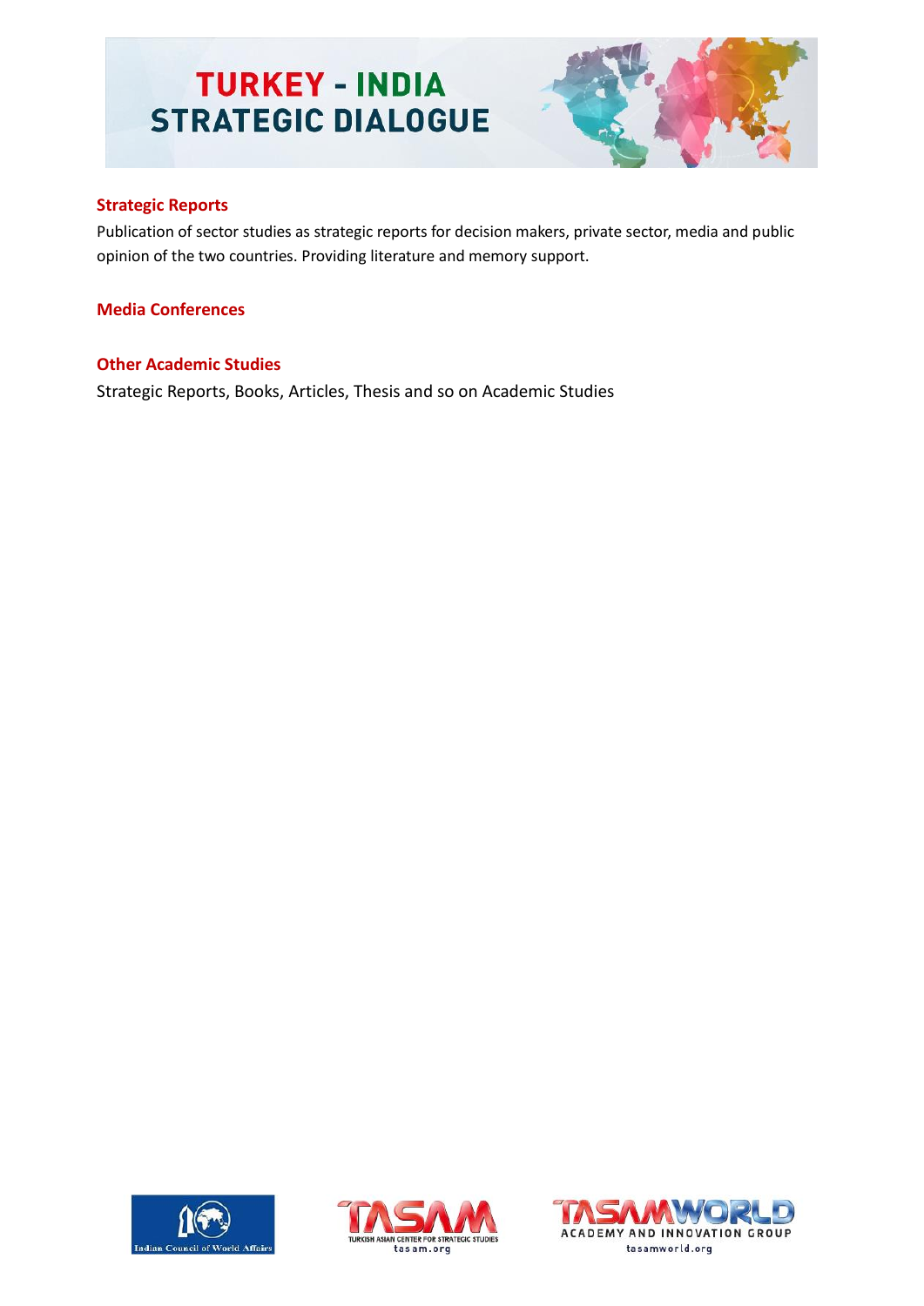### Strategic Reports

Publication of sector studies as strategic reports for decision makers, private sector, media and public opinion of the two countries. Providing literature and memory support.

### Media Conferences

### Other Academic Studies

Strategic Reports, Books, Articles, Thesis and so on Academic Studies